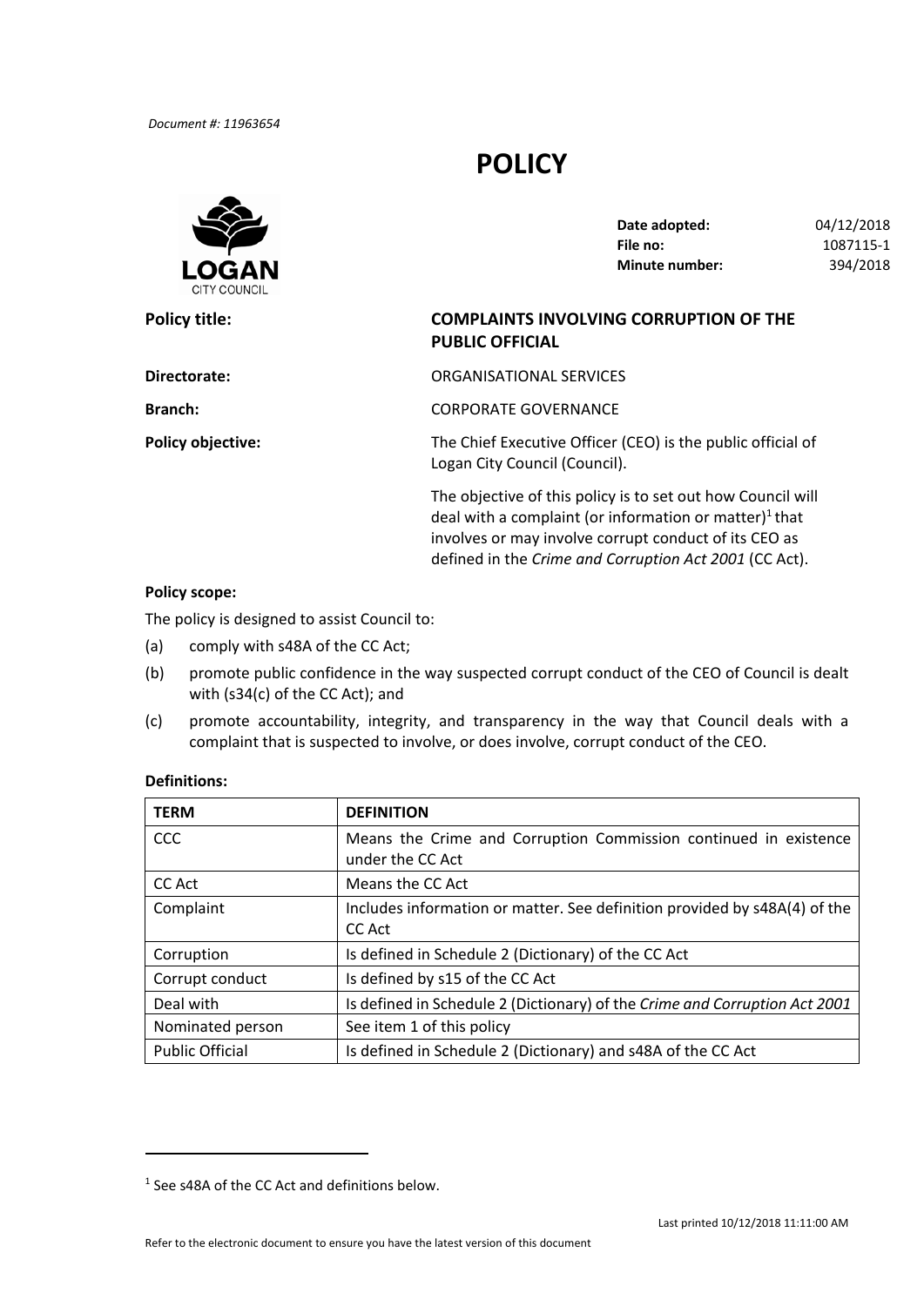*Document #: 11963654*

# POLICY

| | |
|---|---|
| **Date adopted:** | 04/12/2018 |
| **File no:** | 1087115-1 |
| **Minute number:** | 394/2018 |

**Policy title:** **COMPLAINTS INVOLVING CORRUPTION OF THE PUBLIC OFFICIAL**

**Directorate:** ORGANISATIONAL SERVICES

**Branch:** CORPORATE GOVERNANCE

**Policy objective:** The Chief Executive Officer (CEO) is the public official of Logan City Council (Council).

The objective of this policy is to set out how Council will deal with a complaint (or information or matter)[1] that involves or may involve corrupt conduct of its CEO as defined in the *Crime and Corruption Act 2001* (CC Act).

**Policy scope:**

The policy is designed to assist Council to:

(a) comply with s48A of the CC Act;

(b) promote public confidence in the way suspected corrupt conduct of the CEO of Council is dealt with (s34(c) of the CC Act); and

(c) promote accountability, integrity, and transparency in the way that Council deals with a complaint that is suspected to involve, or does involve, corrupt conduct of the CEO.

**Definitions:**

| **TERM** | **DEFINITION** |
|---|---|
| CCC | Means the Crime and Corruption Commission continued in existence under the CC Act |
| CC Act | Means the CC Act |
| Complaint | Includes information or matter. See definition provided by s48A(4) of the CC Act |
| Corruption | Is defined in Schedule 2 (Dictionary) of the CC Act |
| Corrupt conduct | Is defined by s15 of the CC Act |
| Deal with | Is defined in Schedule 2 (Dictionary) of the *Crime and Corruption Act 2001* |
| Nominated person | See item 1 of this policy |
| Public Official | Is defined in Schedule 2 (Dictionary) and s48A of the CC Act |

[1] See s48A of the CC Act and definitions below.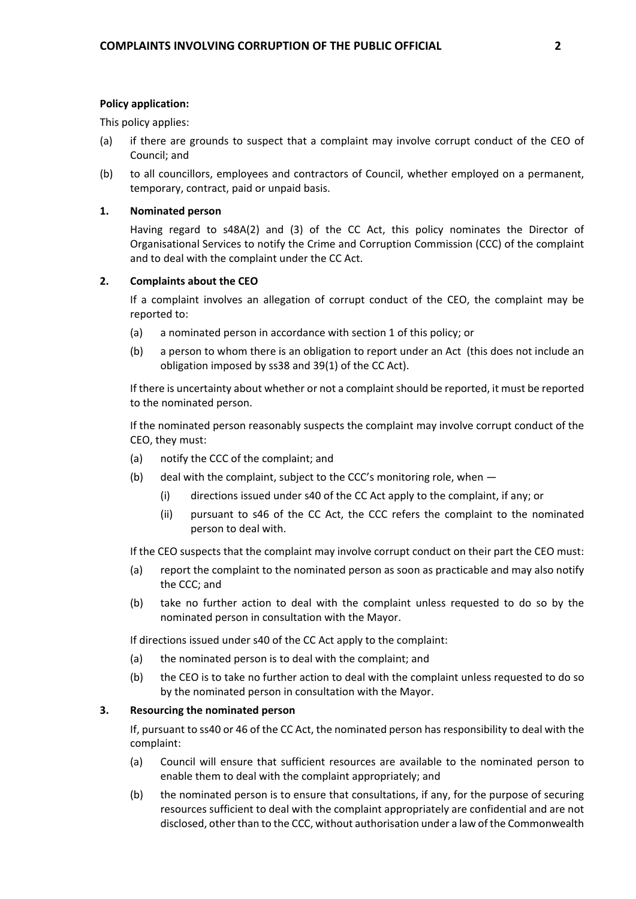**Policy application:**

This policy applies:

(a) if there are grounds to suspect that a complaint may involve corrupt conduct of the CEO of Council; and

(b) to all councillors, employees and contractors of Council, whether employed on a permanent, temporary, contract, paid or unpaid basis.

**1. Nominated person**

Having regard to s48A(2) and (3) of the CC Act, this policy nominates the Director of Organisational Services to notify the Crime and Corruption Commission (CCC) of the complaint and to deal with the complaint under the CC Act.

**2. Complaints about the CEO**

If a complaint involves an allegation of corrupt conduct of the CEO, the complaint may be reported to:

(a) a nominated person in accordance with section 1 of this policy; or

(b) a person to whom there is an obligation to report under an Act (this does not include an obligation imposed by ss38 and 39(1) of the CC Act).

If there is uncertainty about whether or not a complaint should be reported, it must be reported to the nominated person.

If the nominated person reasonably suspects the complaint may involve corrupt conduct of the CEO, they must:

(a) notify the CCC of the complaint; and

(b) deal with the complaint, subject to the CCC's monitoring role, when —

  (i) directions issued under s40 of the CC Act apply to the complaint, if any; or

  (ii) pursuant to s46 of the CC Act, the CCC refers the complaint to the nominated person to deal with.

If the CEO suspects that the complaint may involve corrupt conduct on their part the CEO must:

(a) report the complaint to the nominated person as soon as practicable and may also notify the CCC; and

(b) take no further action to deal with the complaint unless requested to do so by the nominated person in consultation with the Mayor.

If directions issued under s40 of the CC Act apply to the complaint:

(a) the nominated person is to deal with the complaint; and

(b) the CEO is to take no further action to deal with the complaint unless requested to do so by the nominated person in consultation with the Mayor.

**3. Resourcing the nominated person**

If, pursuant to ss40 or 46 of the CC Act, the nominated person has responsibility to deal with the complaint:

(a) Council will ensure that sufficient resources are available to the nominated person to enable them to deal with the complaint appropriately; and

(b) the nominated person is to ensure that consultations, if any, for the purpose of securing resources sufficient to deal with the complaint appropriately are confidential and are not disclosed, other than to the CCC, without authorisation under a law of the Commonwealth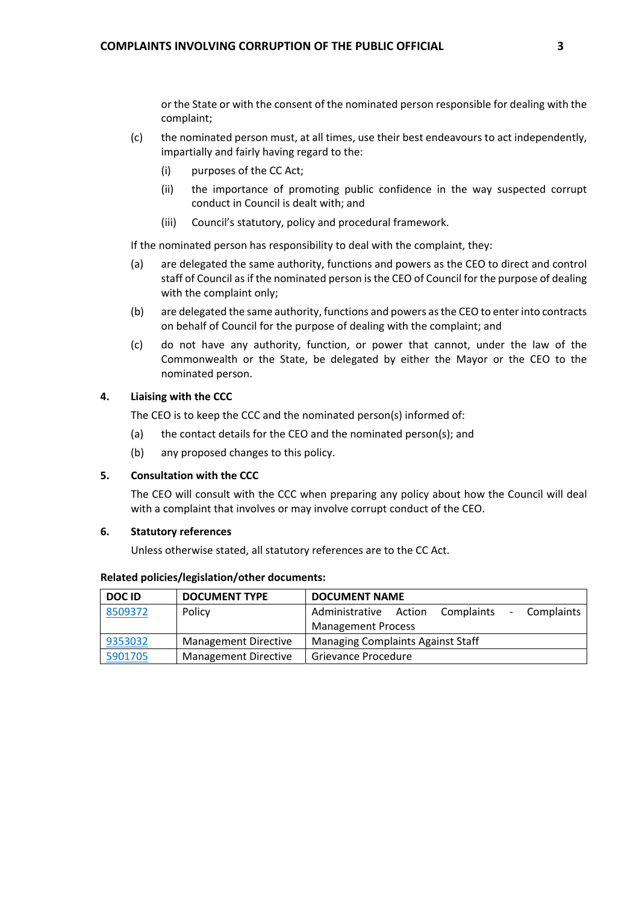or the State or with the consent of the nominated person responsible for dealing with the complaint;

(c) the nominated person must, at all times, use their best endeavours to act independently, impartially and fairly having regard to the:

(i) purposes of the CC Act;

(ii) the importance of promoting public confidence in the way suspected corrupt conduct in Council is dealt with; and

(iii) Council's statutory, policy and procedural framework.

If the nominated person has responsibility to deal with the complaint, they:

(a) are delegated the same authority, functions and powers as the CEO to direct and control staff of Council as if the nominated person is the CEO of Council for the purpose of dealing with the complaint only;

(b) are delegated the same authority, functions and powers as the CEO to enter into contracts on behalf of Council for the purpose of dealing with the complaint; and

(c) do not have any authority, function, or power that cannot, under the law of the Commonwealth or the State, be delegated by either the Mayor or the CEO to the nominated person.

## 4. Liaising with the CCC

The CEO is to keep the CCC and the nominated person(s) informed of:

(a) the contact details for the CEO and the nominated person(s); and

(b) any proposed changes to this policy.

## 5. Consultation with the CCC

The CEO will consult with the CCC when preparing any policy about how the Council will deal with a complaint that involves or may involve corrupt conduct of the CEO.

## 6. Statutory references

Unless otherwise stated, all statutory references are to the CC Act.

**Related policies/legislation/other documents:**

| DOC ID | DOCUMENT TYPE | DOCUMENT NAME |
|---|---|---|
| 8509372 | Policy | Administrative Action Complaints - Complaints Management Process |
| 9353032 | Management Directive | Managing Complaints Against Staff |
| 5901705 | Management Directive | Grievance Procedure |